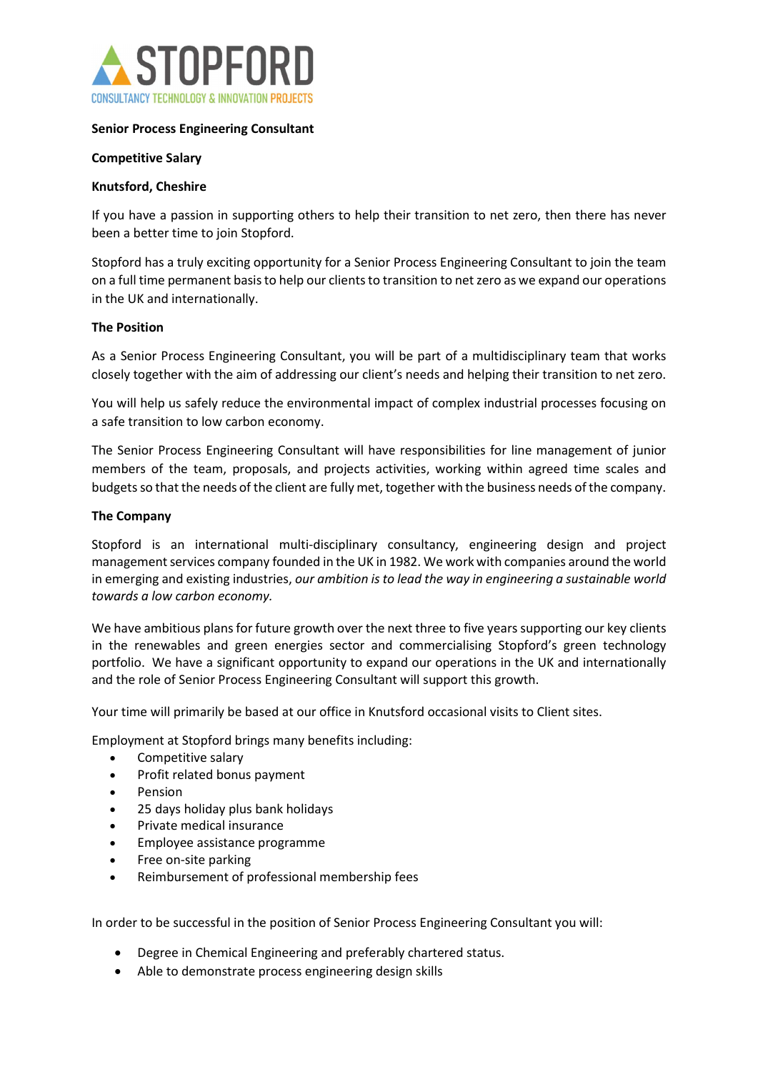STOPFORD

CONSULTANCY TECHNOLOGY & INNOVATION PROJECTS

**Senior Process Engineering Consultant**

**Competitive Salary**

**Knutsford, Cheshire**

If you have a passion in supporting others to help their transition to net zero, then there has never been a better time to join Stopford.

Stopford has a truly exciting opportunity for a Senior Process Engineering Consultant to join the team on a full time permanent basis to help our clients to transition to net zero as we expand our operations in the UK and internationally.

**The Position**

As a Senior Process Engineering Consultant, you will be part of a multidisciplinary team that works closely together with the aim of addressing our client's needs and helping their transition to net zero.

You will help us safely reduce the environmental impact of complex industrial processes focusing on a safe transition to low carbon economy.

The Senior Process Engineering Consultant will have responsibilities for line management of junior members of the team, proposals, and projects activities, working within agreed time scales and budgets so that the needs of the client are fully met, together with the business needs of the company.

**The Company**

Stopford is an international multi-disciplinary consultancy, engineering design and project management services company founded in the UK in 1982. We work with companies around the world in emerging and existing industries, *our ambition is to lead the way in engineering a sustainable world towards a low carbon economy.*

We have ambitious plans for future growth over the next three to five years supporting our key clients in the renewables and green energies sector and commercialising Stopford's green technology portfolio. We have a significant opportunity to expand our operations in the UK and internationally and the role of Senior Process Engineering Consultant will support this growth.

Your time will primarily be based at our office in Knutsford occasional visits to Client sites.

Employment at Stopford brings many benefits including:

- Competitive salary
- Profit related bonus payment
- Pension
- 25 days holiday plus bank holidays
- Private medical insurance
- Employee assistance programme
- Free on-site parking
- Reimbursement of professional membership fees

In order to be successful in the position of Senior Process Engineering Consultant you will:

- Degree in Chemical Engineering and preferably chartered status.
- Able to demonstrate process engineering design skills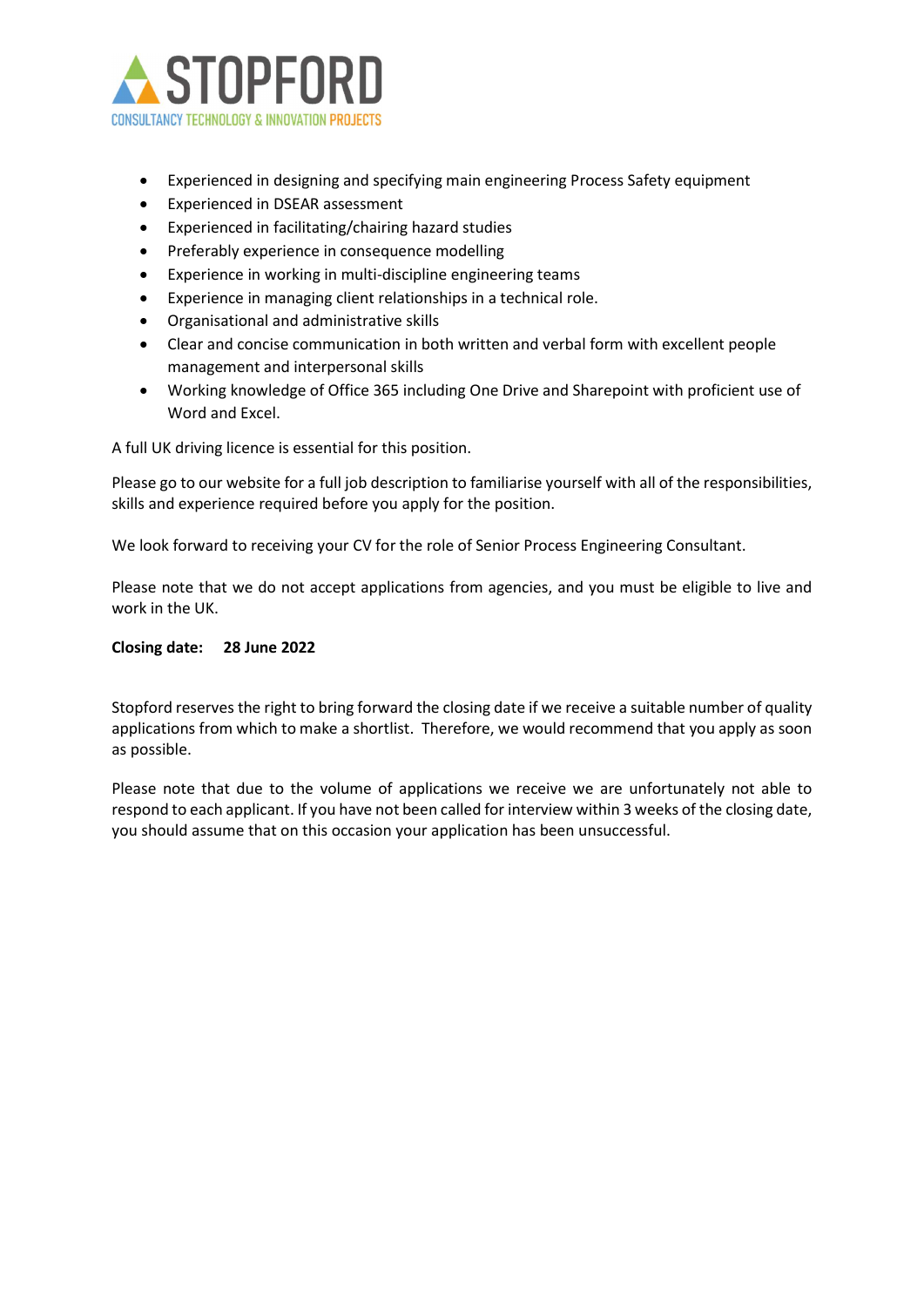- Experienced in designing and specifying main engineering Process Safety equipment
- Experienced in DSEAR assessment
- Experienced in facilitating/chairing hazard studies
- Preferably experience in consequence modelling
- Experience in working in multi-discipline engineering teams
- Experience in managing client relationships in a technical role.
- Organisational and administrative skills
- Clear and concise communication in both written and verbal form with excellent people management and interpersonal skills
- Working knowledge of Office 365 including One Drive and Sharepoint with proficient use of Word and Excel.

A full UK driving licence is essential for this position.

Please go to our website for a full job description to familiarise yourself with all of the responsibilities, skills and experience required before you apply for the position.

We look forward to receiving your CV for the role of Senior Process Engineering Consultant.

Please note that we do not accept applications from agencies, and you must be eligible to live and work in the UK.

**Closing date: 28 June 2022**

Stopford reserves the right to bring forward the closing date if we receive a suitable number of quality applications from which to make a shortlist. Therefore, we would recommend that you apply as soon as possible.

Please note that due to the volume of applications we receive we are unfortunately not able to respond to each applicant. If you have not been called for interview within 3 weeks of the closing date, you should assume that on this occasion your application has been unsuccessful.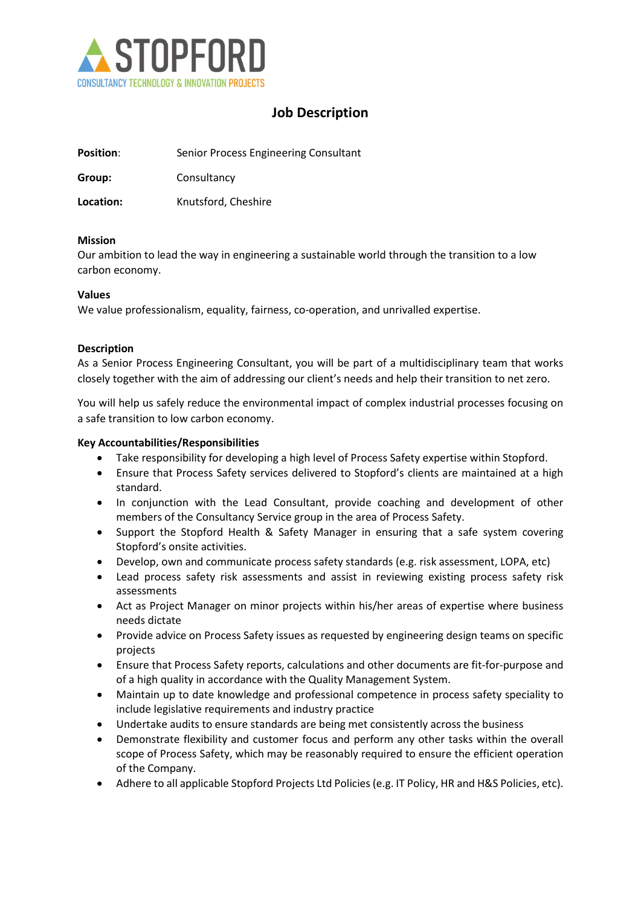# Job Description

**Position**: Senior Process Engineering Consultant

**Group:** Consultancy

**Location:** Knutsford, Cheshire

**Mission**

Our ambition to lead the way in engineering a sustainable world through the transition to a low carbon economy.

**Values**

We value professionalism, equality, fairness, co-operation, and unrivalled expertise.

**Description**

As a Senior Process Engineering Consultant, you will be part of a multidisciplinary team that works closely together with the aim of addressing our client's needs and help their transition to net zero.

You will help us safely reduce the environmental impact of complex industrial processes focusing on a safe transition to low carbon economy.

**Key Accountabilities/Responsibilities**

- Take responsibility for developing a high level of Process Safety expertise within Stopford.
- Ensure that Process Safety services delivered to Stopford's clients are maintained at a high standard.
- In conjunction with the Lead Consultant, provide coaching and development of other members of the Consultancy Service group in the area of Process Safety.
- Support the Stopford Health & Safety Manager in ensuring that a safe system covering Stopford's onsite activities.
- Develop, own and communicate process safety standards (e.g. risk assessment, LOPA, etc)
- Lead process safety risk assessments and assist in reviewing existing process safety risk assessments
- Act as Project Manager on minor projects within his/her areas of expertise where business needs dictate
- Provide advice on Process Safety issues as requested by engineering design teams on specific projects
- Ensure that Process Safety reports, calculations and other documents are fit-for-purpose and of a high quality in accordance with the Quality Management System.
- Maintain up to date knowledge and professional competence in process safety speciality to include legislative requirements and industry practice
- Undertake audits to ensure standards are being met consistently across the business
- Demonstrate flexibility and customer focus and perform any other tasks within the overall scope of Process Safety, which may be reasonably required to ensure the efficient operation of the Company.
- Adhere to all applicable Stopford Projects Ltd Policies (e.g. IT Policy, HR and H&S Policies, etc).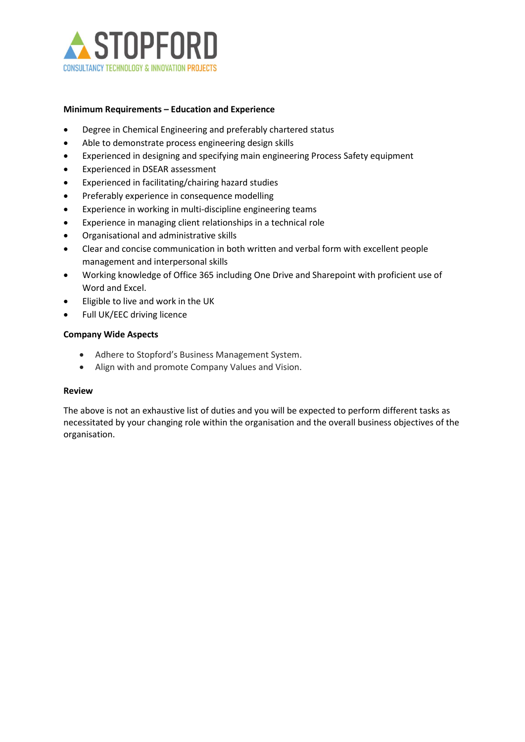**Minimum Requirements – Education and Experience**

- Degree in Chemical Engineering and preferably chartered status
- Able to demonstrate process engineering design skills
- Experienced in designing and specifying main engineering Process Safety equipment
- Experienced in DSEAR assessment
- Experienced in facilitating/chairing hazard studies
- Preferably experience in consequence modelling
- Experience in working in multi-discipline engineering teams
- Experience in managing client relationships in a technical role
- Organisational and administrative skills
- Clear and concise communication in both written and verbal form with excellent people management and interpersonal skills
- Working knowledge of Office 365 including One Drive and Sharepoint with proficient use of Word and Excel.
- Eligible to live and work in the UK
- Full UK/EEC driving licence

**Company Wide Aspects**

- Adhere to Stopford's Business Management System.
- Align with and promote Company Values and Vision.

**Review**

The above is not an exhaustive list of duties and you will be expected to perform different tasks as necessitated by your changing role within the organisation and the overall business objectives of the organisation.